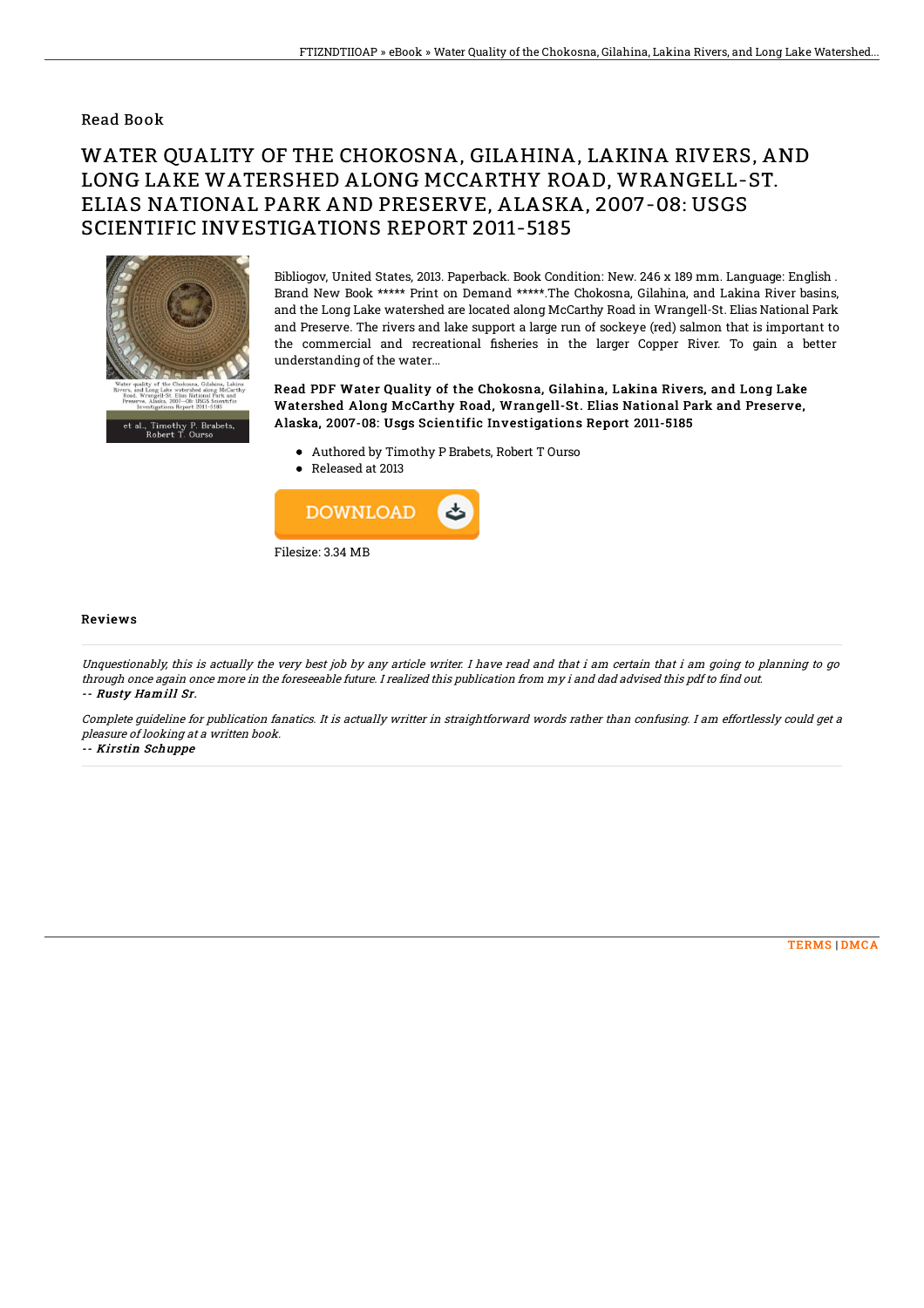## Read Book

# WATER QUALITY OF THE CHOKOSNA, GILAHINA, LAKINA RIVERS, AND LONG LAKE WATERSHED ALONG MCCARTHY ROAD, WRANGELL-ST. ELIAS NATIONAL PARK AND PRESERVE, ALASKA, 2007-08: USGS SCIENTIFIC INVESTIGATIONS REPORT 2011-5185

Bibliogov, United States, 2013. Paperback. Book Condition: New. 246 x 189 mm. Language: English . Brand New Book ***** Print on Demand *****.The Chokosna, Gilahina, and Lakina River basins, and the Long Lake watershed are located along McCarthy Road in Wrangell-St. Elias National Park and Preserve. The rivers and lake support a large run of sockeye (red) salmon that is important to the commercial and recreational fisheries in the larger Copper River. To gain a better understanding of the water...

**Read PDF Water Quality of the Chokosna, Gilahina, Lakina Rivers, and Long Lake Watershed Along McCarthy Road, Wrangell-St. Elias National Park and Preserve, Alaska, 2007-08: Usgs Scientific Investigations Report 2011-5185**

- Authored by Timothy P Brabets, Robert T Ourso
- Released at 2013

DOWNLOAD

Filesize: 3.34 MB

### Reviews

*Unquestionably, this is actually the very best job by any article writer. I have read and that i am certain that i am going to planning to go through once again once more in the foreseeable future. I realized this publication from my i and dad advised this pdf to find out.*

-- ***Rusty Hamill Sr.***

*Complete guideline for publication fanatics. It is actually writter in straightforward words rather than confusing. I am effortlessly could get a pleasure of looking at a written book.*

-- ***Kirstin Schuppe***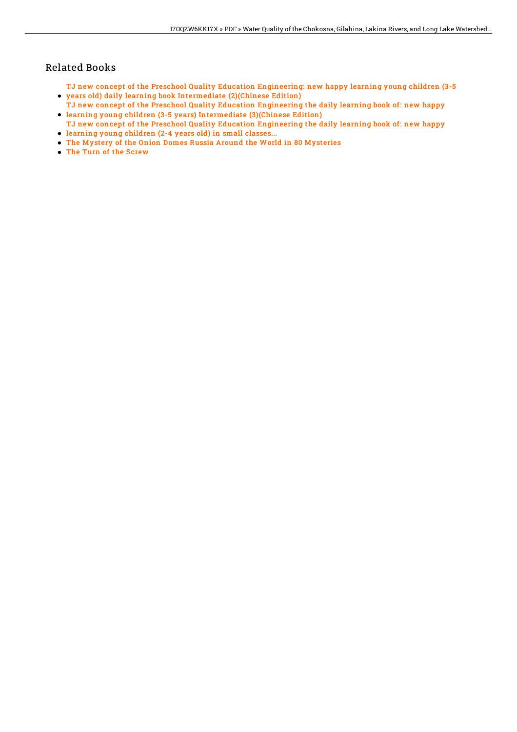## Related Books

- TJ new concept of the Preschool Quality Education Engineering: new happy learning young children (3-5 years old) daily learning book Intermediate (2)(Chinese Edition)
- TJ new concept of the Preschool Quality Education Engineering the daily learning book of: new happy learning young children (3-5 years) Intermediate (3)(Chinese Edition)
- TJ new concept of the Preschool Quality Education Engineering the daily learning book of: new happy learning young children (2-4 years old) in small classes...
- The Mystery of the Onion Domes Russia Around the World in 80 Mysteries
- The Turn of the Screw